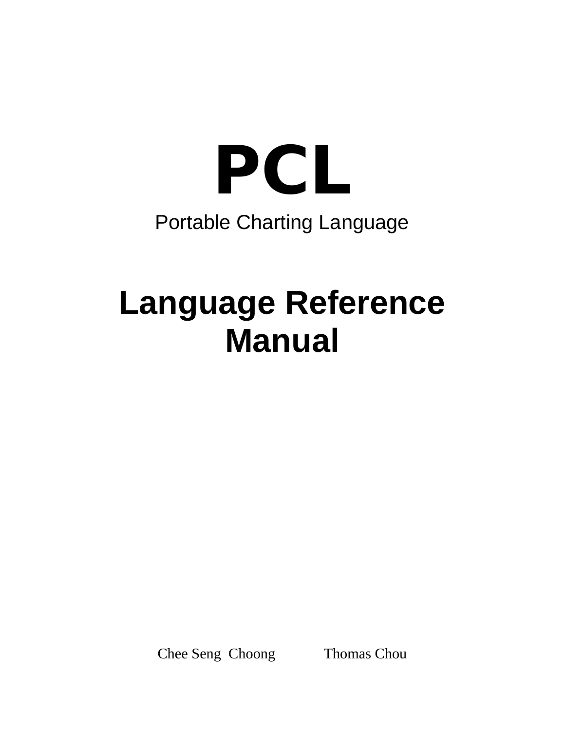# PCL

Portable Charting Language

## Language Reference Manual

Chee Seng Choong    Thomas Chou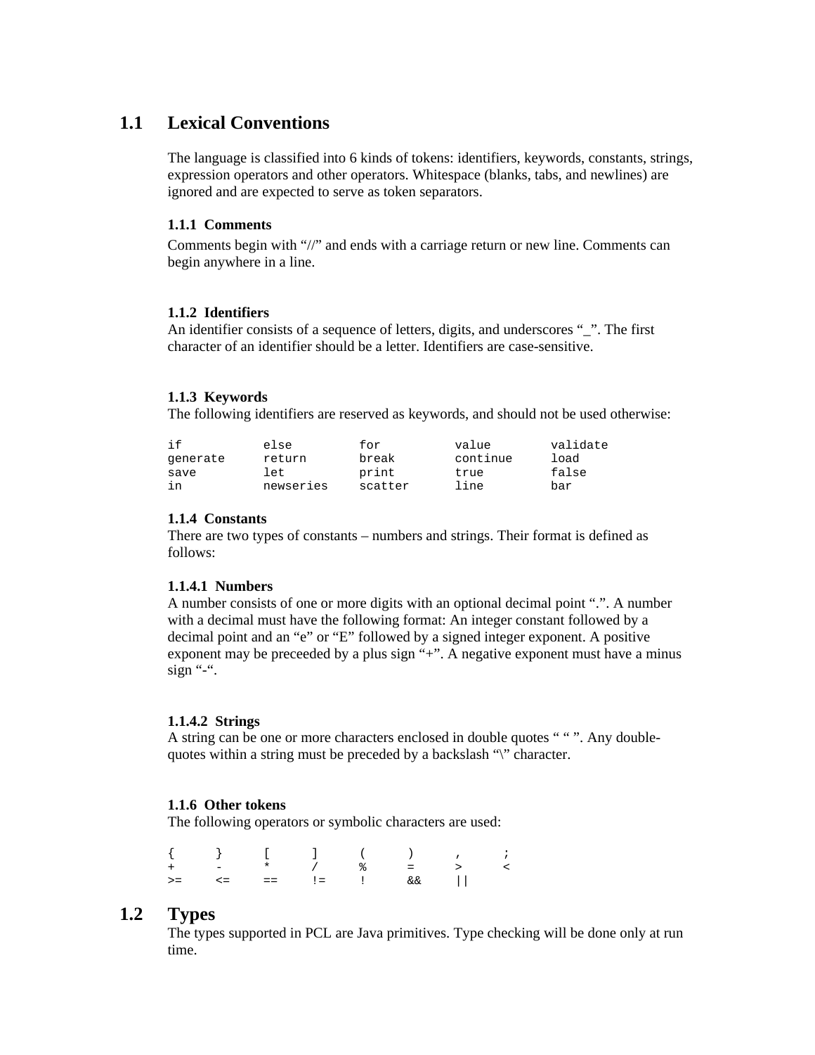## 1.1 Lexical Conventions

The language is classified into 6 kinds of tokens: identifiers, keywords, constants, strings, expression operators and other operators. Whitespace (blanks, tabs, and newlines) are ignored and are expected to serve as token separators.

### 1.1.1 Comments

Comments begin with "//" and ends with a carriage return or new line. Comments can begin anywhere in a line.

### 1.1.2 Identifiers

An identifier consists of a sequence of letters, digits, and underscores "_". The first character of an identifier should be a letter. Identifiers are case-sensitive.

### 1.1.3 Keywords

The following identifiers are reserved as keywords, and should not be used otherwise:

```
if          else        for         value       validate
generate    return      break       continue    load
save        let         print       true        false
in          newseries   scatter     line        bar
```

### 1.1.4 Constants

There are two types of constants – numbers and strings. Their format is defined as follows:

#### 1.1.4.1 Numbers

A number consists of one or more digits with an optional decimal point ".". A number with a decimal must have the following format: An integer constant followed by a decimal point and an "e" or "E" followed by a signed integer exponent. A positive exponent may be preceeded by a plus sign "+". A negative exponent must have a minus sign "-".

#### 1.1.4.2 Strings

A string can be one or more characters enclosed in double quotes " " ". Any double-quotes within a string must be preceded by a backslash "\" character.

### 1.1.6 Other tokens

The following operators or symbolic characters are used:

```
{    }    [    ]    (    )    ,    ;
+    -    *    /    %    =    >    <
>=   <=   ==   !=   !    &&   ||
```

## 1.2 Types

The types supported in PCL are Java primitives. Type checking will be done only at run time.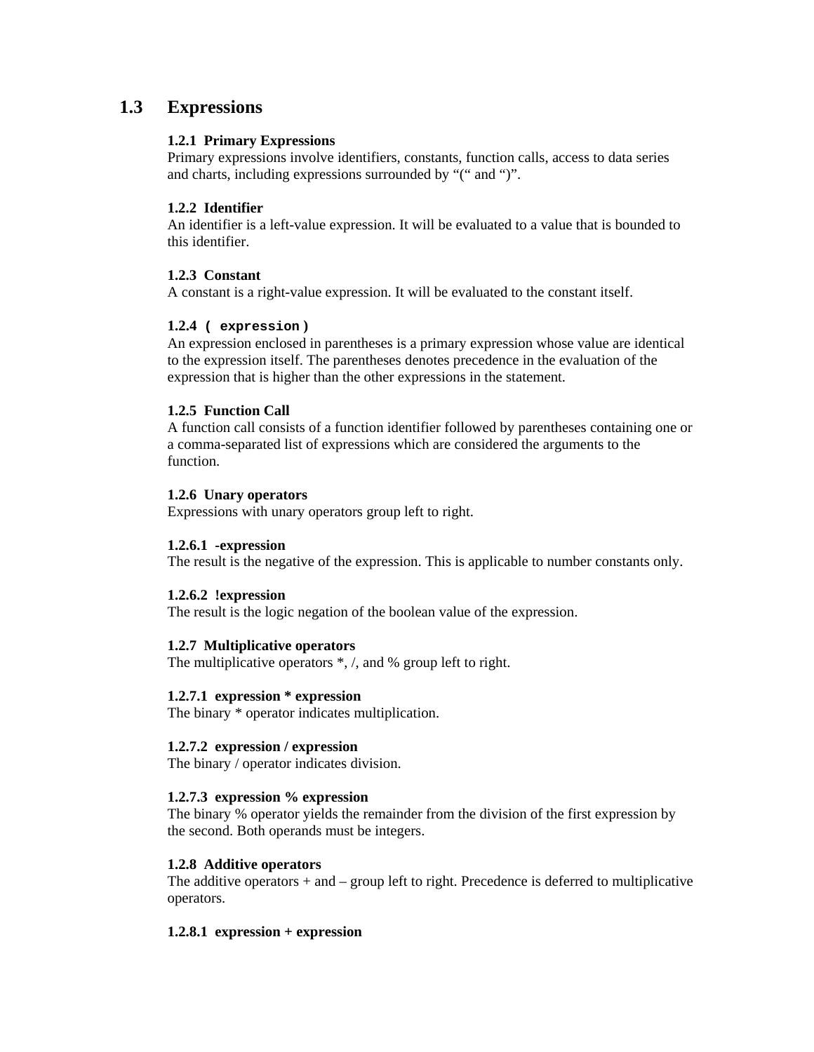## 1.3 Expressions

### 1.2.1 Primary Expressions

Primary expressions involve identifiers, constants, function calls, access to data series and charts, including expressions surrounded by "(" and ")".

### 1.2.2 Identifier

An identifier is a left-value expression. It will be evaluated to a value that is bounded to this identifier.

### 1.2.3 Constant

A constant is a right-value expression. It will be evaluated to the constant itself.

### 1.2.4 `( expression )`

An expression enclosed in parentheses is a primary expression whose value are identical to the expression itself. The parentheses denotes precedence in the evaluation of the expression that is higher than the other expressions in the statement.

### 1.2.5 Function Call

A function call consists of a function identifier followed by parentheses containing one or a comma-separated list of expressions which are considered the arguments to the function.

### 1.2.6 Unary operators

Expressions with unary operators group left to right.

#### 1.2.6.1 -expression

The result is the negative of the expression. This is applicable to number constants only.

#### 1.2.6.2 !expression

The result is the logic negation of the boolean value of the expression.

### 1.2.7 Multiplicative operators

The multiplicative operators *, /, and % group left to right.

#### 1.2.7.1 expression * expression

The binary * operator indicates multiplication.

#### 1.2.7.2 expression / expression

The binary / operator indicates division.

#### 1.2.7.3 expression % expression

The binary % operator yields the remainder from the division of the first expression by the second. Both operands must be integers.

### 1.2.8 Additive operators

The additive operators + and – group left to right. Precedence is deferred to multiplicative operators.

#### 1.2.8.1 expression + expression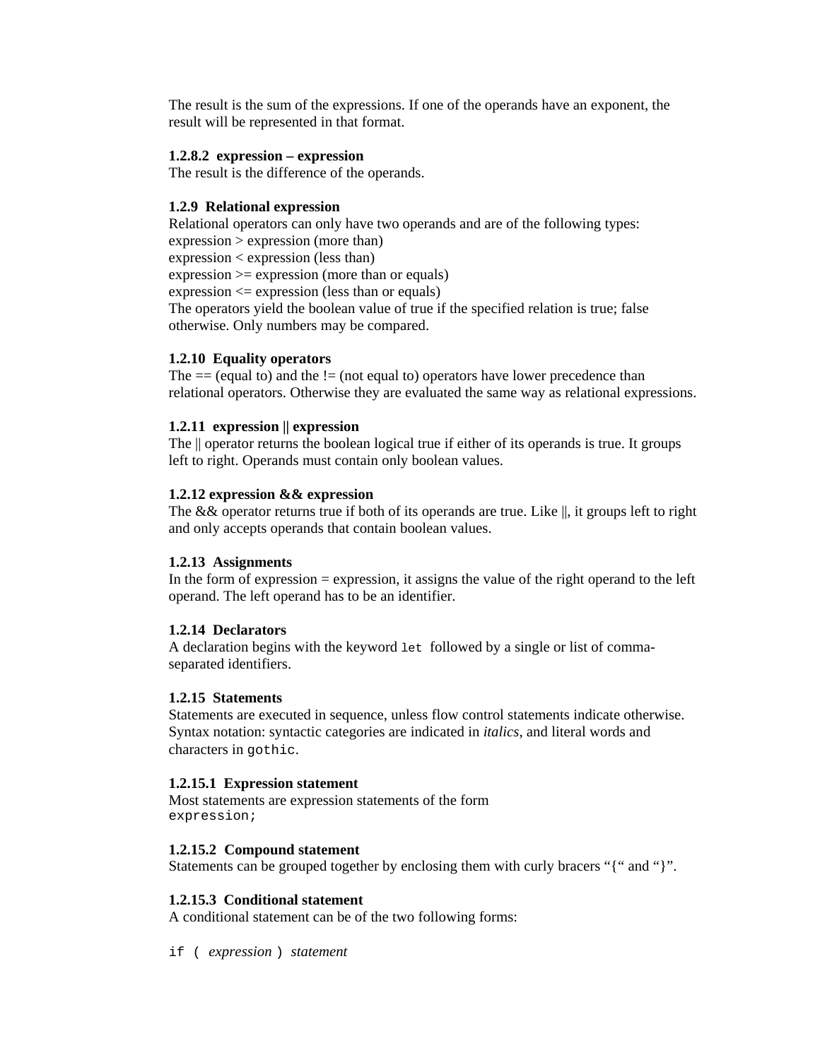The result is the sum of the expressions. If one of the operands have an exponent, the result will be represented in that format.

#### 1.2.8.2 expression – expression

The result is the difference of the operands.

### 1.2.9 Relational expression

Relational operators can only have two operands and are of the following types:
expression > expression (more than)
expression < expression (less than)
expression >= expression (more than or equals)
expression <= expression (less than or equals)
The operators yield the boolean value of true if the specified relation is true; false otherwise. Only numbers may be compared.

### 1.2.10 Equality operators

The == (equal to) and the != (not equal to) operators have lower precedence than relational operators. Otherwise they are evaluated the same way as relational expressions.

### 1.2.11 expression || expression

The || operator returns the boolean logical true if either of its operands is true. It groups left to right. Operands must contain only boolean values.

### 1.2.12 expression && expression

The && operator returns true if both of its operands are true. Like ||, it groups left to right and only accepts operands that contain boolean values.

### 1.2.13 Assignments

In the form of expression = expression, it assigns the value of the right operand to the left operand. The left operand has to be an identifier.

### 1.2.14 Declarators

A declaration begins with the keyword `let` followed by a single or list of comma-separated identifiers.

### 1.2.15 Statements

Statements are executed in sequence, unless flow control statements indicate otherwise. Syntax notation: syntactic categories are indicated in *italics*, and literal words and characters in `gothic`.

#### 1.2.15.1 Expression statement

Most statements are expression statements of the form
`expression;`

#### 1.2.15.2 Compound statement

Statements can be grouped together by enclosing them with curly bracers "{" and "}".

#### 1.2.15.3 Conditional statement

A conditional statement can be of the two following forms:

`if (` *expression* `)` *statement*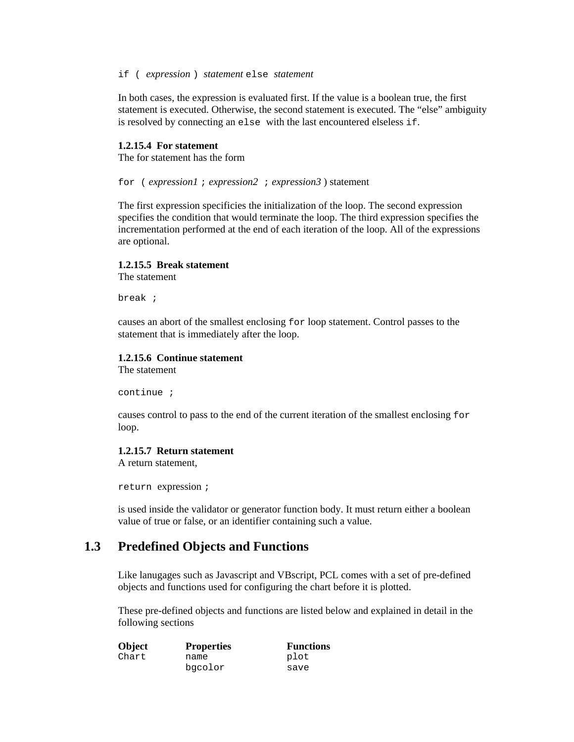`if ( expression ) statement else statement`

In both cases, the expression is evaluated first. If the value is a boolean true, the first statement is executed. Otherwise, the second statement is executed. The "else" ambiguity is resolved by connecting an `else` with the last encountered elseless `if`.

#### 1.2.15.4 For statement

The for statement has the form

`for ( expression1 ; expression2 ; expression3 ) statement`

The first expression specificies the initialization of the loop. The second expression specifies the condition that would terminate the loop. The third expression specifies the incrementation performed at the end of each iteration of the loop. All of the expressions are optional.

#### 1.2.15.5 Break statement

The statement

```
break ;
```

causes an abort of the smallest enclosing `for` loop statement. Control passes to the statement that is immediately after the loop.

#### 1.2.15.6 Continue statement

The statement

```
continue ;
```

causes control to pass to the end of the current iteration of the smallest enclosing `for` loop.

#### 1.2.15.7 Return statement

A return statement,

`return expression ;`

is used inside the validator or generator function body. It must return either a boolean value of true or false, or an identifier containing such a value.

## 1.3 Predefined Objects and Functions

Like lanugages such as Javascript and VBscript, PCL comes with a set of pre-defined objects and functions used for configuring the chart before it is plotted.

These pre-defined objects and functions are listed below and explained in detail in the following sections

| Object | Properties | Functions |
| --- | --- | --- |
| Chart | name | plot |
| | bgcolor | save |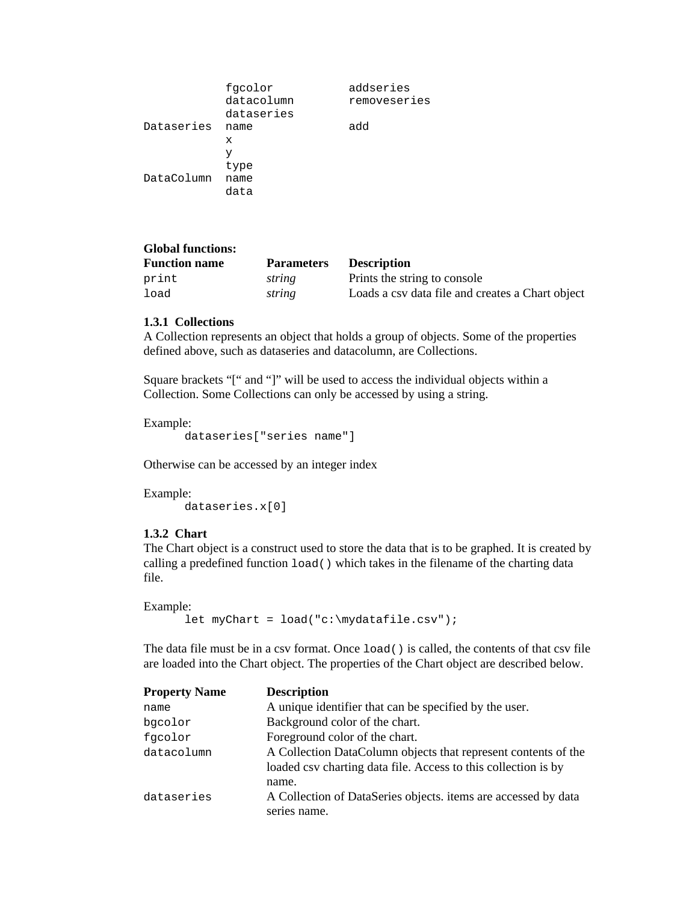| | | |
|---|---|---|
| | fgcolor | addseries |
| | datacolumn | removeseries |
| | dataseries | |
| Dataseries | name | add |
| | x | |
| | y | |
| | type | |
| DataColumn | name | |
| | data | |

**Global functions:**

| Function name | Parameters | Description |
|---|---|---|
| print | *string* | Prints the string to console |
| load | *string* | Loads a csv data file and creates a Chart object |

### 1.3.1 Collections

A Collection represents an object that holds a group of objects. Some of the properties defined above, such as dataseries and datacolumn, are Collections.

Square brackets "[" and "]" will be used to access the individual objects within a Collection. Some Collections can only be accessed by using a string.

Example:

```
dataseries["series name"]
```

Otherwise can be accessed by an integer index

Example:

```
dataseries.x[0]
```

### 1.3.2 Chart

The Chart object is a construct used to store the data that is to be graphed. It is created by calling a predefined function `load()` which takes in the filename of the charting data file.

Example:

```
let myChart = load("c:\mydatafile.csv");
```

The data file must be in a csv format. Once `load()` is called, the contents of that csv file are loaded into the Chart object. The properties of the Chart object are described below.

| Property Name | Description |
|---|---|
| name | A unique identifier that can be specified by the user. |
| bgcolor | Background color of the chart. |
| fgcolor | Foreground color of the chart. |
| datacolumn | A Collection DataColumn objects that represent contents of the loaded csv charting data file. Access to this collection is by name. |
| dataseries | A Collection of DataSeries objects. items are accessed by data series name. |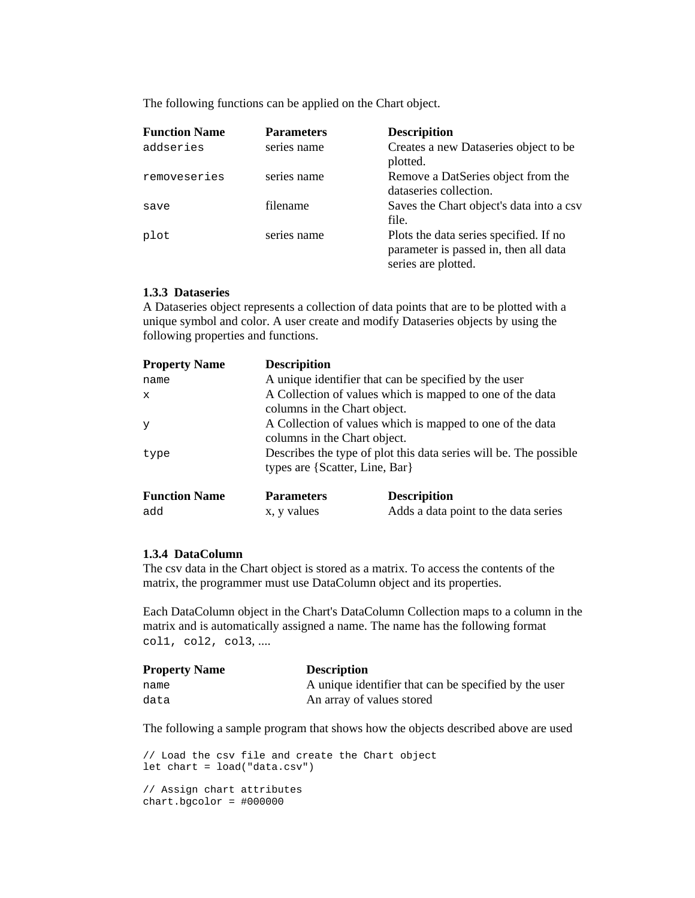The following functions can be applied on the Chart object.

| Function Name | Parameters | Descripition |
|---|---|---|
| `addseries` | series name | Creates a new Dataseries object to be plotted. |
| `removeseries` | series name | Remove a DatSeries object from the dataseries collection. |
| `save` | filename | Saves the Chart object's data into a csv file. |
| `plot` | series name | Plots the data series specified. If no parameter is passed in, then all data series are plotted. |

### 1.3.3 Dataseries

A Dataseries object represents a collection of data points that are to be plotted with a unique symbol and color. A user create and modify Dataseries objects by using the following properties and functions.

| Property Name | Descripition |
|---|---|
| `name` | A unique identifier that can be specified by the user |
| `x` | A Collection of values which is mapped to one of the data columns in the Chart object. |
| `y` | A Collection of values which is mapped to one of the data columns in the Chart object. |
| `type` | Describes the type of plot this data series will be. The possible types are {Scatter, Line, Bar} |

| Function Name | Parameters | Descripition |
|---|---|---|
| `add` | x, y values | Adds a data point to the data series |

### 1.3.4 DataColumn

The csv data in the Chart object is stored as a matrix. To access the contents of the matrix, the programmer must use DataColumn object and its properties.

Each DataColumn object in the Chart's DataColumn Collection maps to a column in the matrix and is automatically assigned a name. The name has the following format `col1, col2, col3`, ....

| Property Name | Description |
|---|---|
| `name` | A unique identifier that can be specified by the user |
| `data` | An array of values stored |

The following a sample program that shows how the objects described above are used

```
// Load the csv file and create the Chart object
let chart = load("data.csv")

// Assign chart attributes
chart.bgcolor = #000000
```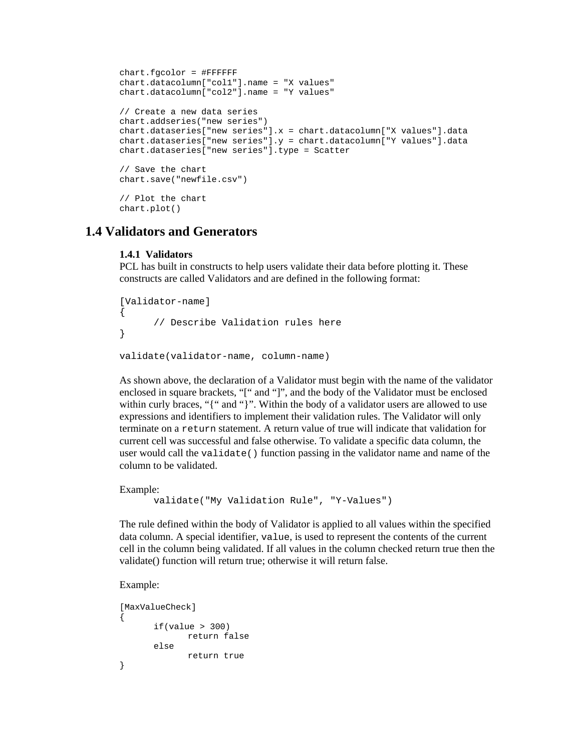```
chart.fgcolor = #FFFFFF
chart.datacolumn["col1"].name = "X values"
chart.datacolumn["col2"].name = "Y values"

// Create a new data series
chart.addseries("new series")
chart.dataseries["new series"].x = chart.datacolumn["X values"].data
chart.dataseries["new series"].y = chart.datacolumn["Y values"].data
chart.dataseries["new series"].type = Scatter

// Save the chart
chart.save("newfile.csv")

// Plot the chart
chart.plot()
```

## 1.4 Validators and Generators

### 1.4.1 Validators

PCL has built in constructs to help users validate their data before plotting it. These constructs are called Validators and are defined in the following format:

```
[Validator-name]
{
      // Describe Validation rules here
}

validate(validator-name, column-name)
```

As shown above, the declaration of a Validator must begin with the name of the validator enclosed in square brackets, "[" and "]", and the body of the Validator must be enclosed within curly braces, "{" and "}". Within the body of a validator users are allowed to use expressions and identifiers to implement their validation rules. The Validator will only terminate on a `return` statement. A return value of true will indicate that validation for current cell was successful and false otherwise. To validate a specific data column, the user would call the `validate()` function passing in the validator name and name of the column to be validated.

Example:

```
      validate("My Validation Rule", "Y-Values")
```

The rule defined within the body of Validator is applied to all values within the specified data column. A special identifier, `value`, is used to represent the contents of the current cell in the column being validated. If all values in the column checked return true then the validate() function will return true; otherwise it will return false.

Example:

```
[MaxValueCheck]
{
      if(value > 300)
            return false
      else
            return true
}
```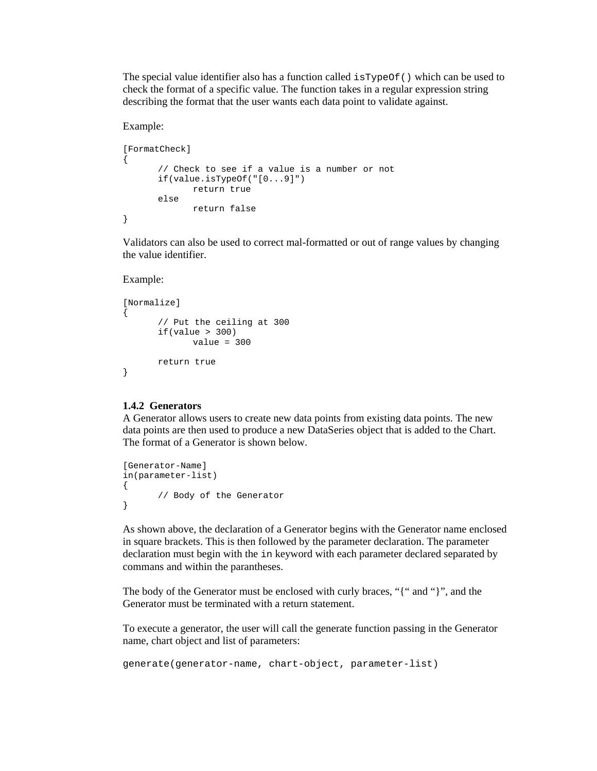The special value identifier also has a function called `isTypeOf()` which can be used to check the format of a specific value. The function takes in a regular expression string describing the format that the user wants each data point to validate against.

Example:

```
[FormatCheck]
{
      // Check to see if a value is a number or not
      if(value.isTypeOf("[0...9]")
            return true
      else
            return false
}
```

Validators can also be used to correct mal-formatted or out of range values by changing the value identifier.

Example:

```
[Normalize]
{
      // Put the ceiling at 300
      if(value > 300)
            value = 300

      return true
}
```

### 1.4.2 Generators

A Generator allows users to create new data points from existing data points. The new data points are then used to produce a new DataSeries object that is added to the Chart. The format of a Generator is shown below.

```
[Generator-Name]
in(parameter-list)
{
      // Body of the Generator
}
```

As shown above, the declaration of a Generator begins with the Generator name enclosed in square brackets. This is then followed by the parameter declaration. The parameter declaration must begin with the `in` keyword with each parameter declared separated by commans and within the parantheses.

The body of the Generator must be enclosed with curly braces, "{" and "}", and the Generator must be terminated with a return statement.

To execute a generator, the user will call the generate function passing in the Generator name, chart object and list of parameters:

```
generate(generator-name, chart-object, parameter-list)
```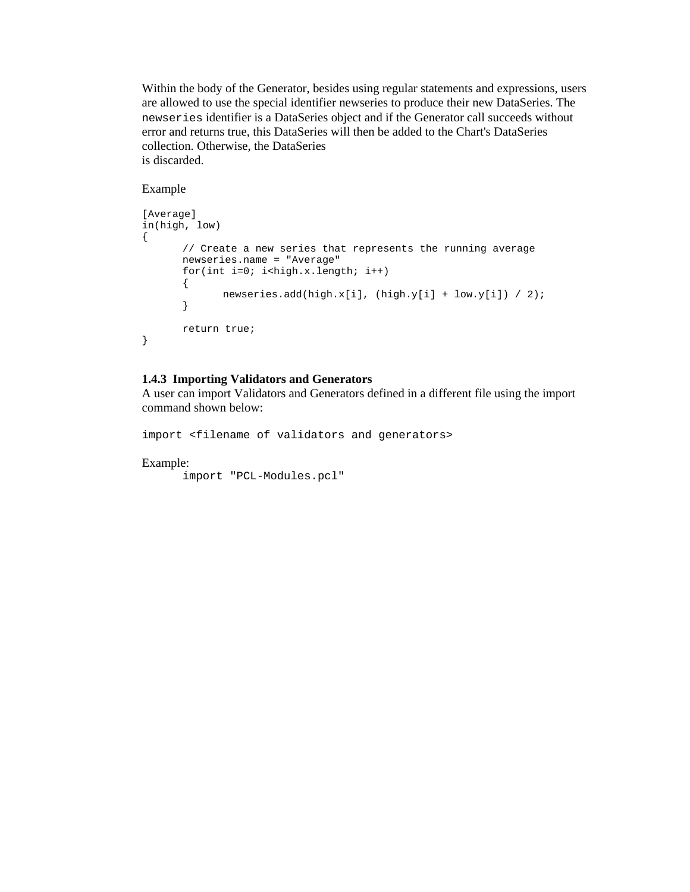Within the body of the Generator, besides using regular statements and expressions, users are allowed to use the special identifier newseries to produce their new DataSeries. The `newseries` identifier is a DataSeries object and if the Generator call succeeds without error and returns true, this DataSeries will then be added to the Chart's DataSeries collection. Otherwise, the DataSeries is discarded.

Example

```
[Average]
in(high, low)
{
	// Create a new series that represents the running average
	newseries.name = "Average"
	for(int i=0; i<high.x.length; i++)
	{
		newseries.add(high.x[i], (high.y[i] + low.y[i]) / 2);
	}

	return true;
}
```

### 1.4.3 Importing Validators and Generators

A user can import Validators and Generators defined in a different file using the import command shown below:

```
import <filename of validators and generators>
```

Example:

```
	import "PCL-Modules.pcl"
```